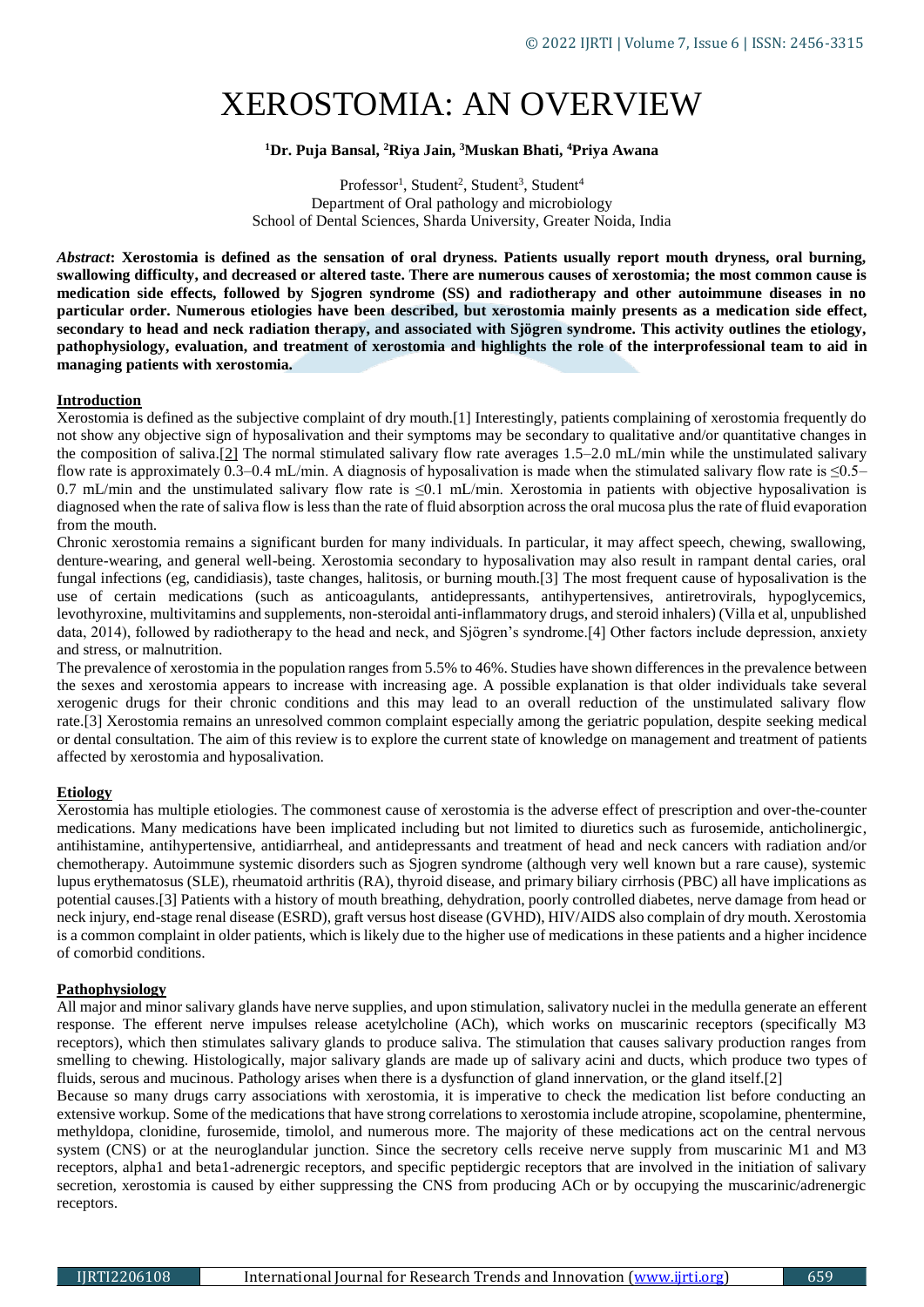# XEROSTOMIA: AN OVERVIEW

**[1]Dr. Puja Bansal, [2]Riya Jain, [3]Muskan Bhati, [4]Priya Awana**

Professor[1], Student[2], Student[3], Student[4]
Department of Oral pathology and microbiology
School of Dental Sciences, Sharda University, Greater Noida, India

***Abstract*: Xerostomia is defined as the sensation of oral dryness. Patients usually report mouth dryness, oral burning, swallowing difficulty, and decreased or altered taste. There are numerous causes of xerostomia; the most common cause is medication side effects, followed by Sjogren syndrome (SS) and radiotherapy and other autoimmune diseases in no particular order. Numerous etiologies have been described, but xerostomia mainly presents as a medication side effect, secondary to head and neck radiation therapy, and associated with Sjögren syndrome. This activity outlines the etiology, pathophysiology, evaluation, and treatment of xerostomia and highlights the role of the interprofessional team to aid in managing patients with xerostomia.**

## Introduction

Xerostomia is defined as the subjective complaint of dry mouth.[1] Interestingly, patients complaining of xerostomia frequently do not show any objective sign of hyposalivation and their symptoms may be secondary to qualitative and/or quantitative changes in the composition of saliva.[2] The normal stimulated salivary flow rate averages 1.5–2.0 mL/min while the unstimulated salivary flow rate is approximately 0.3–0.4 mL/min. A diagnosis of hyposalivation is made when the stimulated salivary flow rate is ≤0.5–0.7 mL/min and the unstimulated salivary flow rate is ≤0.1 mL/min. Xerostomia in patients with objective hyposalivation is diagnosed when the rate of saliva flow is less than the rate of fluid absorption across the oral mucosa plus the rate of fluid evaporation from the mouth.

Chronic xerostomia remains a significant burden for many individuals. In particular, it may affect speech, chewing, swallowing, denture-wearing, and general well-being. Xerostomia secondary to hyposalivation may also result in rampant dental caries, oral fungal infections (eg, candidiasis), taste changes, halitosis, or burning mouth.[3] The most frequent cause of hyposalivation is the use of certain medications (such as anticoagulants, antidepressants, antihypertensives, antiretrovirals, hypoglycemics, levothyroxine, multivitamins and supplements, non-steroidal anti-inflammatory drugs, and steroid inhalers) (Villa et al, unpublished data, 2014), followed by radiotherapy to the head and neck, and Sjögren's syndrome.[4] Other factors include depression, anxiety and stress, or malnutrition.

The prevalence of xerostomia in the population ranges from 5.5% to 46%. Studies have shown differences in the prevalence between the sexes and xerostomia appears to increase with increasing age. A possible explanation is that older individuals take several xerogenic drugs for their chronic conditions and this may lead to an overall reduction of the unstimulated salivary flow rate.[3] Xerostomia remains an unresolved common complaint especially among the geriatric population, despite seeking medical or dental consultation. The aim of this review is to explore the current state of knowledge on management and treatment of patients affected by xerostomia and hyposalivation.

## Etiology

Xerostomia has multiple etiologies. The commonest cause of xerostomia is the adverse effect of prescription and over-the-counter medications. Many medications have been implicated including but not limited to diuretics such as furosemide, anticholinergic, antihistamine, antihypertensive, antidiarrheal, and antidepressants and treatment of head and neck cancers with radiation and/or chemotherapy. Autoimmune systemic disorders such as Sjogren syndrome (although very well known but a rare cause), systemic lupus erythematosus (SLE), rheumatoid arthritis (RA), thyroid disease, and primary biliary cirrhosis (PBC) all have implications as potential causes.[3] Patients with a history of mouth breathing, dehydration, poorly controlled diabetes, nerve damage from head or neck injury, end-stage renal disease (ESRD), graft versus host disease (GVHD), HIV/AIDS also complain of dry mouth. Xerostomia is a common complaint in older patients, which is likely due to the higher use of medications in these patients and a higher incidence of comorbid conditions.

## Pathophysiology

All major and minor salivary glands have nerve supplies, and upon stimulation, salivatory nuclei in the medulla generate an efferent response. The efferent nerve impulses release acetylcholine (ACh), which works on muscarinic receptors (specifically M3 receptors), which then stimulates salivary glands to produce saliva. The stimulation that causes salivary production ranges from smelling to chewing. Histologically, major salivary glands are made up of salivary acini and ducts, which produce two types of fluids, serous and mucinous. Pathology arises when there is a dysfunction of gland innervation, or the gland itself.[2]

Because so many drugs carry associations with xerostomia, it is imperative to check the medication list before conducting an extensive workup. Some of the medications that have strong correlations to xerostomia include atropine, scopolamine, phentermine, methyldopa, clonidine, furosemide, timolol, and numerous more. The majority of these medications act on the central nervous system (CNS) or at the neuroglandular junction. Since the secretory cells receive nerve supply from muscarinic M1 and M3 receptors, alpha1 and beta1-adrenergic receptors, and specific peptidergic receptors that are involved in the initiation of salivary secretion, xerostomia is caused by either suppressing the CNS from producing ACh or by occupying the muscarinic/adrenergic receptors.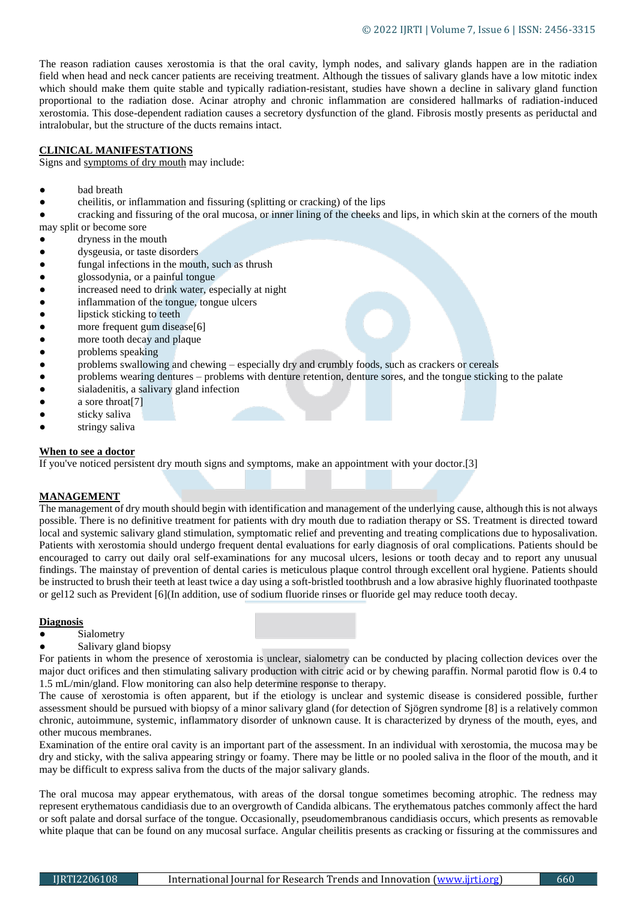The reason radiation causes xerostomia is that the oral cavity, lymph nodes, and salivary glands happen are in the radiation field when head and neck cancer patients are receiving treatment. Although the tissues of salivary glands have a low mitotic index which should make them quite stable and typically radiation-resistant, studies have shown a decline in salivary gland function proportional to the radiation dose. Acinar atrophy and chronic inflammation are considered hallmarks of radiation-induced xerostomia. This dose-dependent radiation causes a secretory dysfunction of the gland. Fibrosis mostly presents as periductal and intralobular, but the structure of the ducts remains intact.

## CLINICAL MANIFESTATIONS

Signs and symptoms of dry mouth may include:

- bad breath
- cheilitis, or inflammation and fissuring (splitting or cracking) of the lips
- cracking and fissuring of the oral mucosa, or inner lining of the cheeks and lips, in which skin at the corners of the mouth may split or become sore
- dryness in the mouth
- dysgeusia, or taste disorders
- fungal infections in the mouth, such as thrush
- glossodynia, or a painful tongue
- increased need to drink water, especially at night
- inflammation of the tongue, tongue ulcers
- lipstick sticking to teeth
- more frequent gum disease[6]
- more tooth decay and plaque
- problems speaking
- problems swallowing and chewing – especially dry and crumbly foods, such as crackers or cereals
- problems wearing dentures – problems with denture retention, denture sores, and the tongue sticking to the palate
- sialadenitis, a salivary gland infection
- a sore throat[7]
- sticky saliva
- stringy saliva

### When to see a doctor

If you've noticed persistent dry mouth signs and symptoms, make an appointment with your doctor.[3]

## MANAGEMENT

The management of dry mouth should begin with identification and management of the underlying cause, although this is not always possible. There is no definitive treatment for patients with dry mouth due to radiation therapy or SS. Treatment is directed toward local and systemic salivary gland stimulation, symptomatic relief and preventing and treating complications due to hyposalivation. Patients with xerostomia should undergo frequent dental evaluations for early diagnosis of oral complications. Patients should be encouraged to carry out daily oral self-examinations for any mucosal ulcers, lesions or tooth decay and to report any unusual findings. The mainstay of prevention of dental caries is meticulous plaque control through excellent oral hygiene. Patients should be instructed to brush their teeth at least twice a day using a soft-bristled toothbrush and a low abrasive highly fluorinated toothpaste or gel12 such as Prevident [6](In addition, use of sodium fluoride rinses or fluoride gel may reduce tooth decay.

### Diagnosis

- Sialometry
- Salivary gland biopsy

For patients in whom the presence of xerostomia is unclear, sialometry can be conducted by placing collection devices over the major duct orifices and then stimulating salivary production with citric acid or by chewing paraffin. Normal parotid flow is 0.4 to 1.5 mL/min/gland. Flow monitoring can also help determine response to therapy.

The cause of xerostomia is often apparent, but if the etiology is unclear and systemic disease is considered possible, further assessment should be pursued with biopsy of a minor salivary gland (for detection of Sjögren syndrome [8] is a relatively common chronic, autoimmune, systemic, inflammatory disorder of unknown cause. It is characterized by dryness of the mouth, eyes, and other mucous membranes.

Examination of the entire oral cavity is an important part of the assessment. In an individual with xerostomia, the mucosa may be dry and sticky, with the saliva appearing stringy or foamy. There may be little or no pooled saliva in the floor of the mouth, and it may be difficult to express saliva from the ducts of the major salivary glands.

The oral mucosa may appear erythematous, with areas of the dorsal tongue sometimes becoming atrophic. The redness may represent erythematous candidiasis due to an overgrowth of Candida albicans. The erythematous patches commonly affect the hard or soft palate and dorsal surface of the tongue. Occasionally, pseudomembranous candidiasis occurs, which presents as removable white plaque that can be found on any mucosal surface. Angular cheilitis presents as cracking or fissuring at the commissures and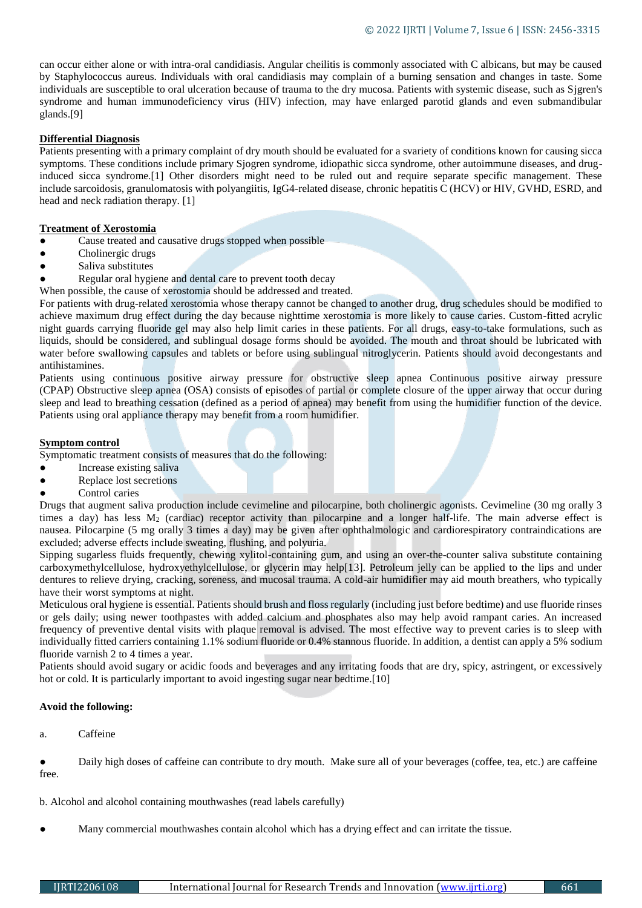can occur either alone or with intra-oral candidiasis. Angular cheilitis is commonly associated with C albicans, but may be caused by Staphylococcus aureus. Individuals with oral candidiasis may complain of a burning sensation and changes in taste. Some individuals are susceptible to oral ulceration because of trauma to the dry mucosa. Patients with systemic disease, such as Sjgren's syndrome and human immunodeficiency virus (HIV) infection, may have enlarged parotid glands and even submandibular glands.[9]

## Differential Diagnosis

Patients presenting with a primary complaint of dry mouth should be evaluated for a svariety of conditions known for causing sicca symptoms. These conditions include primary Sjogren syndrome, idiopathic sicca syndrome, other autoimmune diseases, and drug-induced sicca syndrome.[1] Other disorders might need to be ruled out and require separate specific management. These include sarcoidosis, granulomatosis with polyangiitis, IgG4-related disease, chronic hepatitis C (HCV) or HIV, GVHD, ESRD, and head and neck radiation therapy. [1]

## Treatment of Xerostomia

- Cause treated and causative drugs stopped when possible
- Cholinergic drugs
- Saliva substitutes
- Regular oral hygiene and dental care to prevent tooth decay

When possible, the cause of xerostomia should be addressed and treated.

For patients with drug-related xerostomia whose therapy cannot be changed to another drug, drug schedules should be modified to achieve maximum drug effect during the day because nighttime xerostomia is more likely to cause caries. Custom-fitted acrylic night guards carrying fluoride gel may also help limit caries in these patients. For all drugs, easy-to-take formulations, such as liquids, should be considered, and sublingual dosage forms should be avoided. The mouth and throat should be lubricated with water before swallowing capsules and tablets or before using sublingual nitroglycerin. Patients should avoid decongestants and antihistamines.

Patients using continuous positive airway pressure for obstructive sleep apnea Continuous positive airway pressure (CPAP) Obstructive sleep apnea (OSA) consists of episodes of partial or complete closure of the upper airway that occur during sleep and lead to breathing cessation (defined as a period of apnea) may benefit from using the humidifier function of the device. Patients using oral appliance therapy may benefit from a room humidifier.

## Symptom control

Symptomatic treatment consists of measures that do the following:

- Increase existing saliva
- Replace lost secretions
- Control caries

Drugs that augment saliva production include cevimeline and pilocarpine, both cholinergic agonists. Cevimeline (30 mg orally 3 times a day) has less $M_2$ (cardiac) receptor activity than pilocarpine and a longer half-life. The main adverse effect is nausea. Pilocarpine (5 mg orally 3 times a day) may be given after ophthalmologic and cardiorespiratory contraindications are excluded; adverse effects include sweating, flushing, and polyuria.

Sipping sugarless fluids frequently, chewing xylitol-containing gum, and using an over-the-counter saliva substitute containing carboxymethylcellulose, hydroxyethylcellulose, or glycerin may help[13]. Petroleum jelly can be applied to the lips and under dentures to relieve drying, cracking, soreness, and mucosal trauma. A cold-air humidifier may aid mouth breathers, who typically have their worst symptoms at night.

Meticulous oral hygiene is essential. Patients should brush and floss regularly (including just before bedtime) and use fluoride rinses or gels daily; using newer toothpastes with added calcium and phosphates also may help avoid rampant caries. An increased frequency of preventive dental visits with plaque removal is advised. The most effective way to prevent caries is to sleep with individually fitted carriers containing 1.1% sodium fluoride or 0.4% stannous fluoride. In addition, a dentist can apply a 5% sodium fluoride varnish 2 to 4 times a year.

Patients should avoid sugary or acidic foods and beverages and any irritating foods that are dry, spicy, astringent, or excessively hot or cold. It is particularly important to avoid ingesting sugar near bedtime.[10]

**Avoid the following:**

a. Caffeine

- Daily high doses of caffeine can contribute to dry mouth. Make sure all of your beverages (coffee, tea, etc.) are caffeine free.

b. Alcohol and alcohol containing mouthwashes (read labels carefully)

- Many commercial mouthwashes contain alcohol which has a drying effect and can irritate the tissue.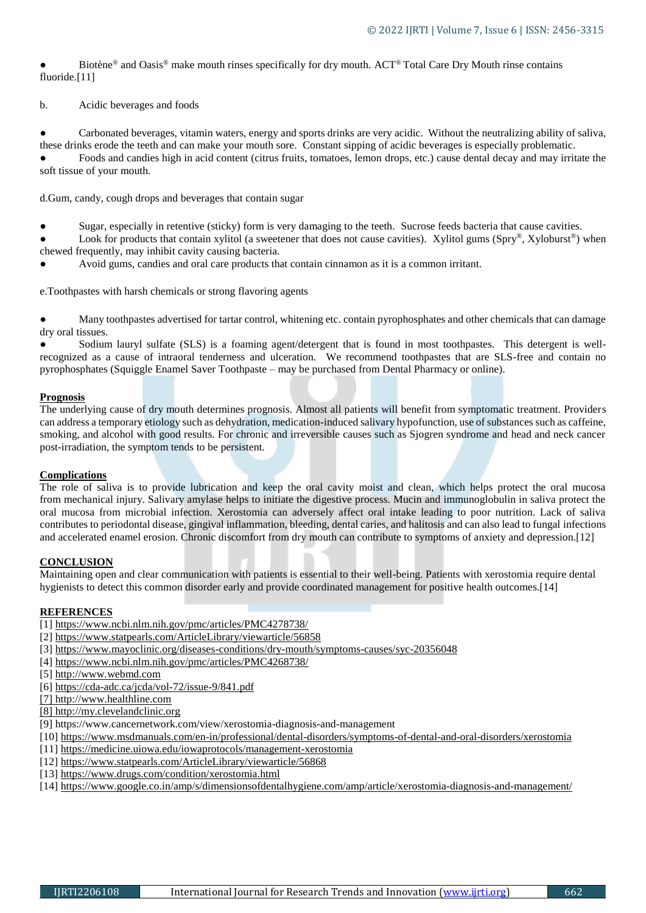● Biotène® and Oasis® make mouth rinses specifically for dry mouth. ACT® Total Care Dry Mouth rinse contains fluoride.[11]

b. Acidic beverages and foods

● Carbonated beverages, vitamin waters, energy and sports drinks are very acidic. Without the neutralizing ability of saliva, these drinks erode the teeth and can make your mouth sore. Constant sipping of acidic beverages is especially problematic.

● Foods and candies high in acid content (citrus fruits, tomatoes, lemon drops, etc.) cause dental decay and may irritate the soft tissue of your mouth.

d. Gum, candy, cough drops and beverages that contain sugar

● Sugar, especially in retentive (sticky) form is very damaging to the teeth. Sucrose feeds bacteria that cause cavities.

● Look for products that contain xylitol (a sweetener that does not cause cavities). Xylitol gums (Spry®, Xyloburst®) when chewed frequently, may inhibit cavity causing bacteria.

● Avoid gums, candies and oral care products that contain cinnamon as it is a common irritant.

e. Toothpastes with harsh chemicals or strong flavoring agents

● Many toothpastes advertised for tartar control, whitening etc. contain pyrophosphates and other chemicals that can damage dry oral tissues.

● Sodium lauryl sulfate (SLS) is a foaming agent/detergent that is found in most toothpastes. This detergent is well-recognized as a cause of intraoral tenderness and ulceration. We recommend toothpastes that are SLS-free and contain no pyrophosphates (Squiggle Enamel Saver Toothpaste – may be purchased from Dental Pharmacy or online).

## Prognosis

The underlying cause of dry mouth determines prognosis. Almost all patients will benefit from symptomatic treatment. Providers can address a temporary etiology such as dehydration, medication-induced salivary hypofunction, use of substances such as caffeine, smoking, and alcohol with good results. For chronic and irreversible causes such as Sjogren syndrome and head and neck cancer post-irradiation, the symptom tends to be persistent.

## Complications

The role of saliva is to provide lubrication and keep the oral cavity moist and clean, which helps protect the oral mucosa from mechanical injury. Salivary amylase helps to initiate the digestive process. Mucin and immunoglobulin in saliva protect the oral mucosa from microbial infection. Xerostomia can adversely affect oral intake leading to poor nutrition. Lack of saliva contributes to periodontal disease, gingival inflammation, bleeding, dental caries, and halitosis and can also lead to fungal infections and accelerated enamel erosion. Chronic discomfort from dry mouth can contribute to symptoms of anxiety and depression.[12]

## CONCLUSION

Maintaining open and clear communication with patients is essential to their well-being. Patients with xerostomia require dental hygienists to detect this common disorder early and provide coordinated management for positive health outcomes.[14]

## REFERENCES

[1] https://www.ncbi.nlm.nih.gov/pmc/articles/PMC4278738/
[2] https://www.statpearls.com/ArticleLibrary/viewarticle/56858
[3] https://www.mayoclinic.org/diseases-conditions/dry-mouth/symptoms-causes/syc-20356048
[4] https://www.ncbi.nlm.nih.gov/pmc/articles/PMC4268738/
[5] http://www.webmd.com
[6] https://cda-adc.ca/jcda/vol-72/issue-9/841.pdf
[7] http://www.healthline.com
[8] http://my.clevelandclinic.org
[9] https://www.cancernetwork.com/view/xerostomia-diagnosis-and-management
[10] https://www.msdmanuals.com/en-in/professional/dental-disorders/symptoms-of-dental-and-oral-disorders/xerostomia
[11] https://medicine.uiowa.edu/iowaprotocols/management-xerostomia
[12] https://www.statpearls.com/ArticleLibrary/viewarticle/56868
[13] https://www.drugs.com/condition/xerostomia.html
[14] https://www.google.co.in/amp/s/dimensionsofdentalhygiene.com/amp/article/xerostomia-diagnosis-and-management/